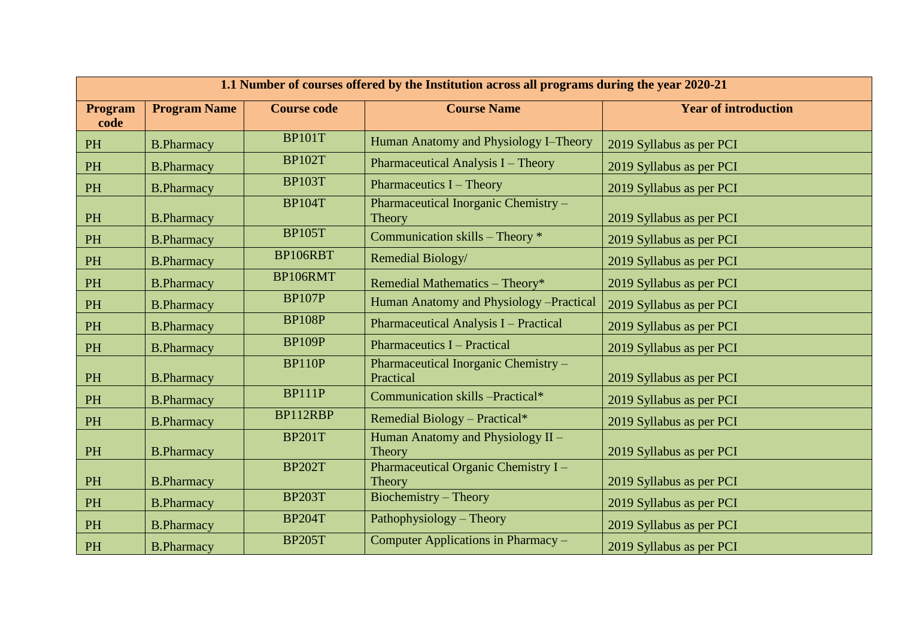| 1.1 Number of courses offered by the Institution across all programs during the year 2020-21 | | | | |
|---|---|---|---|---|
| **Program code** | **Program Name** | **Course code** | **Course Name** | **Year of introduction** |
| PH | B.Pharmacy | BP101T | Human Anatomy and Physiology I–Theory | 2019 Syllabus as per PCI |
| PH | B.Pharmacy | BP102T | Pharmaceutical Analysis I – Theory | 2019 Syllabus as per PCI |
| PH | B.Pharmacy | BP103T | Pharmaceutics I – Theory | 2019 Syllabus as per PCI |
| PH | B.Pharmacy | BP104T | Pharmaceutical Inorganic Chemistry – Theory | 2019 Syllabus as per PCI |
| PH | B.Pharmacy | BP105T | Communication skills – Theory * | 2019 Syllabus as per PCI |
| PH | B.Pharmacy | BP106RBT | Remedial Biology/ | 2019 Syllabus as per PCI |
| PH | B.Pharmacy | BP106RMT | Remedial Mathematics – Theory* | 2019 Syllabus as per PCI |
| PH | B.Pharmacy | BP107P | Human Anatomy and Physiology –Practical | 2019 Syllabus as per PCI |
| PH | B.Pharmacy | BP108P | Pharmaceutical Analysis I – Practical | 2019 Syllabus as per PCI |
| PH | B.Pharmacy | BP109P | Pharmaceutics I – Practical | 2019 Syllabus as per PCI |
| PH | B.Pharmacy | BP110P | Pharmaceutical Inorganic Chemistry – Practical | 2019 Syllabus as per PCI |
| PH | B.Pharmacy | BP111P | Communication skills –Practical* | 2019 Syllabus as per PCI |
| PH | B.Pharmacy | BP112RBP | Remedial Biology – Practical* | 2019 Syllabus as per PCI |
| PH | B.Pharmacy | BP201T | Human Anatomy and Physiology II – Theory | 2019 Syllabus as per PCI |
| PH | B.Pharmacy | BP202T | Pharmaceutical Organic Chemistry I – Theory | 2019 Syllabus as per PCI |
| PH | B.Pharmacy | BP203T | Biochemistry – Theory | 2019 Syllabus as per PCI |
| PH | B.Pharmacy | BP204T | Pathophysiology – Theory | 2019 Syllabus as per PCI |
| PH | B.Pharmacy | BP205T | Computer Applications in Pharmacy – | 2019 Syllabus as per PCI |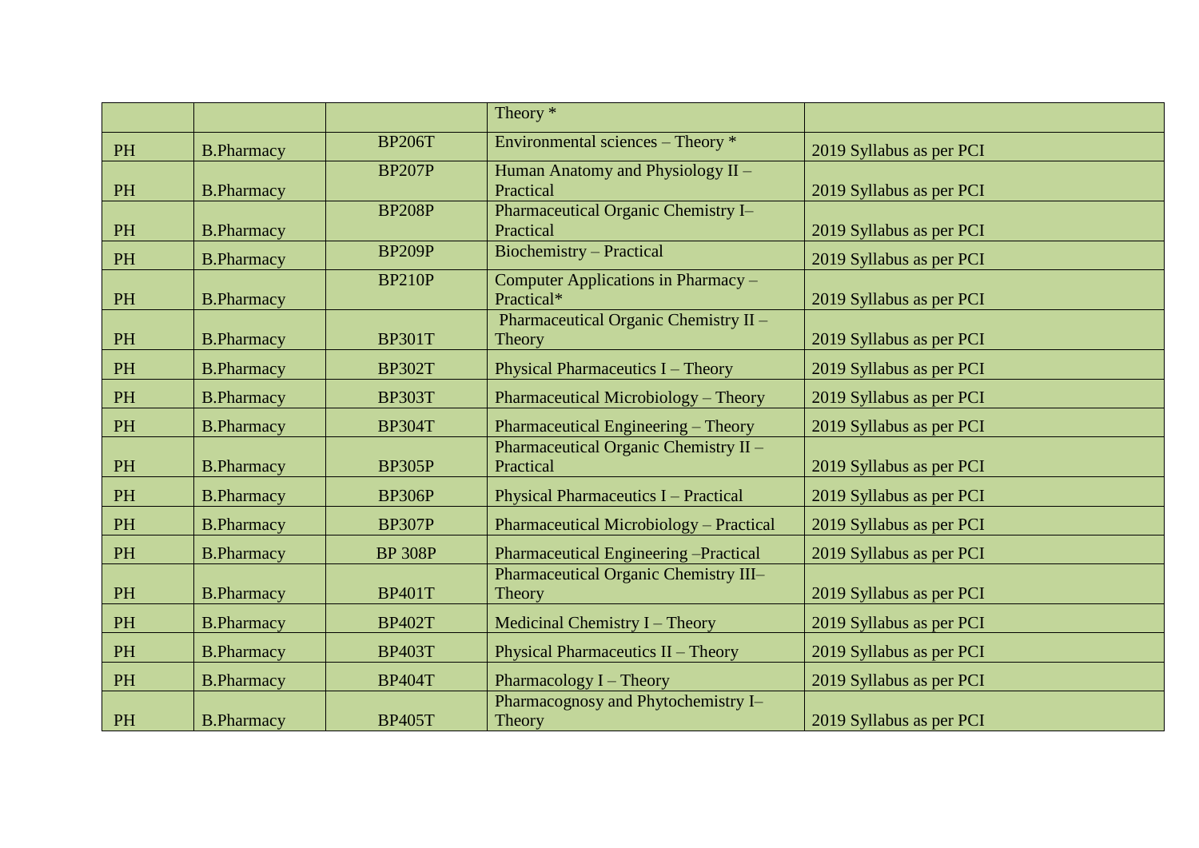| | | | Theory * | |
|---|---|---|---|---|
| PH | B.Pharmacy | BP206T | Environmental sciences – Theory * | 2019 Syllabus as per PCI |
| PH | B.Pharmacy | BP207P | Human Anatomy and Physiology II – Practical | 2019 Syllabus as per PCI |
| PH | B.Pharmacy | BP208P | Pharmaceutical Organic Chemistry I– Practical | 2019 Syllabus as per PCI |
| PH | B.Pharmacy | BP209P | Biochemistry – Practical | 2019 Syllabus as per PCI |
| PH | B.Pharmacy | BP210P | Computer Applications in Pharmacy – Practical* | 2019 Syllabus as per PCI |
| PH | B.Pharmacy | BP301T | Pharmaceutical Organic Chemistry II – Theory | 2019 Syllabus as per PCI |
| PH | B.Pharmacy | BP302T | Physical Pharmaceutics I – Theory | 2019 Syllabus as per PCI |
| PH | B.Pharmacy | BP303T | Pharmaceutical Microbiology – Theory | 2019 Syllabus as per PCI |
| PH | B.Pharmacy | BP304T | Pharmaceutical Engineering – Theory | 2019 Syllabus as per PCI |
| PH | B.Pharmacy | BP305P | Pharmaceutical Organic Chemistry II – Practical | 2019 Syllabus as per PCI |
| PH | B.Pharmacy | BP306P | Physical Pharmaceutics I – Practical | 2019 Syllabus as per PCI |
| PH | B.Pharmacy | BP307P | Pharmaceutical Microbiology – Practical | 2019 Syllabus as per PCI |
| PH | B.Pharmacy | BP 308P | Pharmaceutical Engineering –Practical | 2019 Syllabus as per PCI |
| PH | B.Pharmacy | BP401T | Pharmaceutical Organic Chemistry III– Theory | 2019 Syllabus as per PCI |
| PH | B.Pharmacy | BP402T | Medicinal Chemistry I – Theory | 2019 Syllabus as per PCI |
| PH | B.Pharmacy | BP403T | Physical Pharmaceutics II – Theory | 2019 Syllabus as per PCI |
| PH | B.Pharmacy | BP404T | Pharmacology I – Theory | 2019 Syllabus as per PCI |
| PH | B.Pharmacy | BP405T | Pharmacognosy and Phytochemistry I– Theory | 2019 Syllabus as per PCI |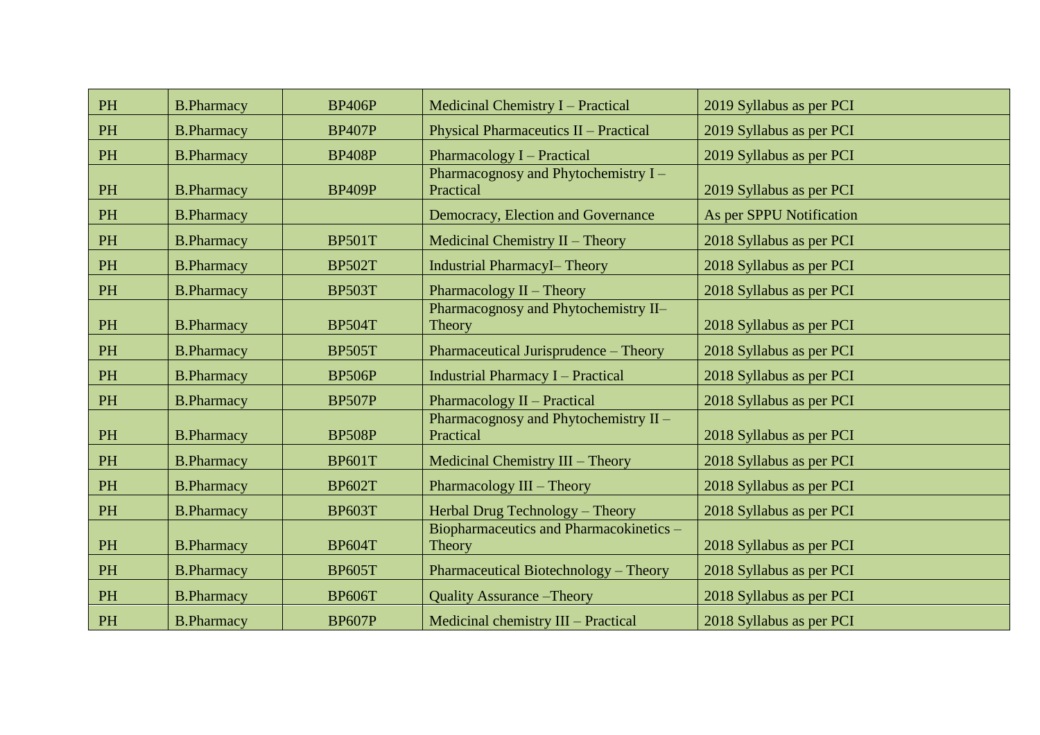| | | | | |
|---|---|---|---|---|
| PH | B.Pharmacy | BP406P | Medicinal Chemistry I – Practical | 2019 Syllabus as per PCI |
| PH | B.Pharmacy | BP407P | Physical Pharmaceutics II – Practical | 2019 Syllabus as per PCI |
| PH | B.Pharmacy | BP408P | Pharmacology I – Practical | 2019 Syllabus as per PCI |
| PH | B.Pharmacy | BP409P | Pharmacognosy and Phytochemistry I – Practical | 2019 Syllabus as per PCI |
| PH | B.Pharmacy | | Democracy, Election and Governance | As per SPPU Notification |
| PH | B.Pharmacy | BP501T | Medicinal Chemistry II – Theory | 2018 Syllabus as per PCI |
| PH | B.Pharmacy | BP502T | Industrial PharmacyI– Theory | 2018 Syllabus as per PCI |
| PH | B.Pharmacy | BP503T | Pharmacology II – Theory | 2018 Syllabus as per PCI |
| PH | B.Pharmacy | BP504T | Pharmacognosy and Phytochemistry II– Theory | 2018 Syllabus as per PCI |
| PH | B.Pharmacy | BP505T | Pharmaceutical Jurisprudence – Theory | 2018 Syllabus as per PCI |
| PH | B.Pharmacy | BP506P | Industrial Pharmacy I – Practical | 2018 Syllabus as per PCI |
| PH | B.Pharmacy | BP507P | Pharmacology II – Practical | 2018 Syllabus as per PCI |
| PH | B.Pharmacy | BP508P | Pharmacognosy and Phytochemistry II – Practical | 2018 Syllabus as per PCI |
| PH | B.Pharmacy | BP601T | Medicinal Chemistry III – Theory | 2018 Syllabus as per PCI |
| PH | B.Pharmacy | BP602T | Pharmacology III – Theory | 2018 Syllabus as per PCI |
| PH | B.Pharmacy | BP603T | Herbal Drug Technology – Theory | 2018 Syllabus as per PCI |
| PH | B.Pharmacy | BP604T | Biopharmaceutics and Pharmacokinetics – Theory | 2018 Syllabus as per PCI |
| PH | B.Pharmacy | BP605T | Pharmaceutical Biotechnology – Theory | 2018 Syllabus as per PCI |
| PH | B.Pharmacy | BP606T | Quality Assurance –Theory | 2018 Syllabus as per PCI |
| PH | B.Pharmacy | BP607P | Medicinal chemistry III – Practical | 2018 Syllabus as per PCI |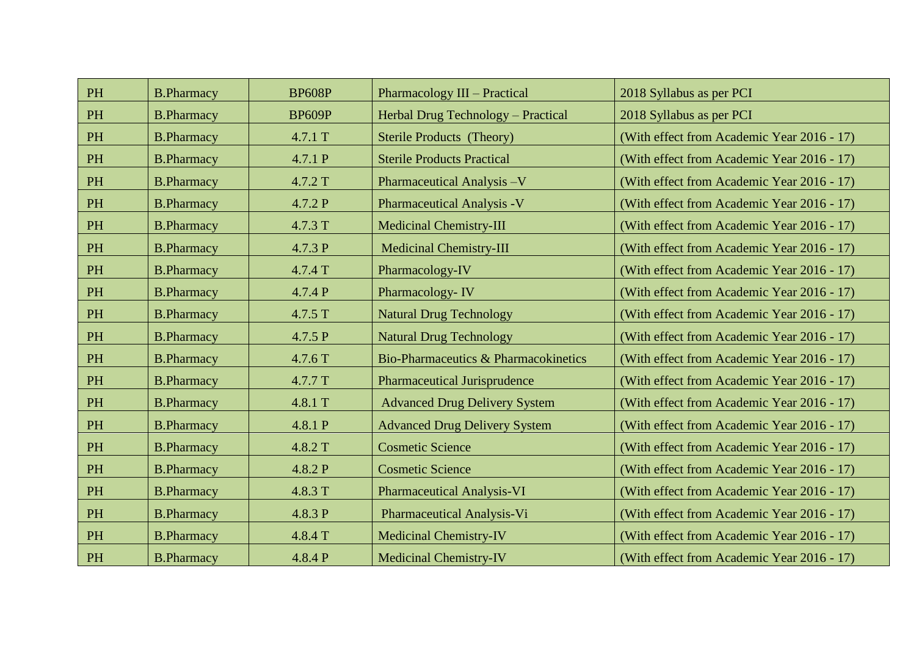| PH | B.Pharmacy | BP608P | Pharmacology III – Practical | 2018 Syllabus as per PCI |
|---|---|---|---|---|
| PH | B.Pharmacy | BP609P | Herbal Drug Technology – Practical | 2018 Syllabus as per PCI |
| PH | B.Pharmacy | 4.7.1 T | Sterile Products (Theory) | (With effect from Academic Year 2016 - 17) |
| PH | B.Pharmacy | 4.7.1 P | Sterile Products Practical | (With effect from Academic Year 2016 - 17) |
| PH | B.Pharmacy | 4.7.2 T | Pharmaceutical Analysis –V | (With effect from Academic Year 2016 - 17) |
| PH | B.Pharmacy | 4.7.2 P | Pharmaceutical Analysis -V | (With effect from Academic Year 2016 - 17) |
| PH | B.Pharmacy | 4.7.3 T | Medicinal Chemistry-III | (With effect from Academic Year 2016 - 17) |
| PH | B.Pharmacy | 4.7.3 P | Medicinal Chemistry-III | (With effect from Academic Year 2016 - 17) |
| PH | B.Pharmacy | 4.7.4 T | Pharmacology-IV | (With effect from Academic Year 2016 - 17) |
| PH | B.Pharmacy | 4.7.4 P | Pharmacology- IV | (With effect from Academic Year 2016 - 17) |
| PH | B.Pharmacy | 4.7.5 T | Natural Drug Technology | (With effect from Academic Year 2016 - 17) |
| PH | B.Pharmacy | 4.7.5 P | Natural Drug Technology | (With effect from Academic Year 2016 - 17) |
| PH | B.Pharmacy | 4.7.6 T | Bio-Pharmaceutics & Pharmacokinetics | (With effect from Academic Year 2016 - 17) |
| PH | B.Pharmacy | 4.7.7 T | Pharmaceutical Jurisprudence | (With effect from Academic Year 2016 - 17) |
| PH | B.Pharmacy | 4.8.1 T | Advanced Drug Delivery System | (With effect from Academic Year 2016 - 17) |
| PH | B.Pharmacy | 4.8.1 P | Advanced Drug Delivery System | (With effect from Academic Year 2016 - 17) |
| PH | B.Pharmacy | 4.8.2 T | Cosmetic Science | (With effect from Academic Year 2016 - 17) |
| PH | B.Pharmacy | 4.8.2 P | Cosmetic Science | (With effect from Academic Year 2016 - 17) |
| PH | B.Pharmacy | 4.8.3 T | Pharmaceutical Analysis-VI | (With effect from Academic Year 2016 - 17) |
| PH | B.Pharmacy | 4.8.3 P | Pharmaceutical Analysis-Vi | (With effect from Academic Year 2016 - 17) |
| PH | B.Pharmacy | 4.8.4 T | Medicinal Chemistry-IV | (With effect from Academic Year 2016 - 17) |
| PH | B.Pharmacy | 4.8.4 P | Medicinal Chemistry-IV | (With effect from Academic Year 2016 - 17) |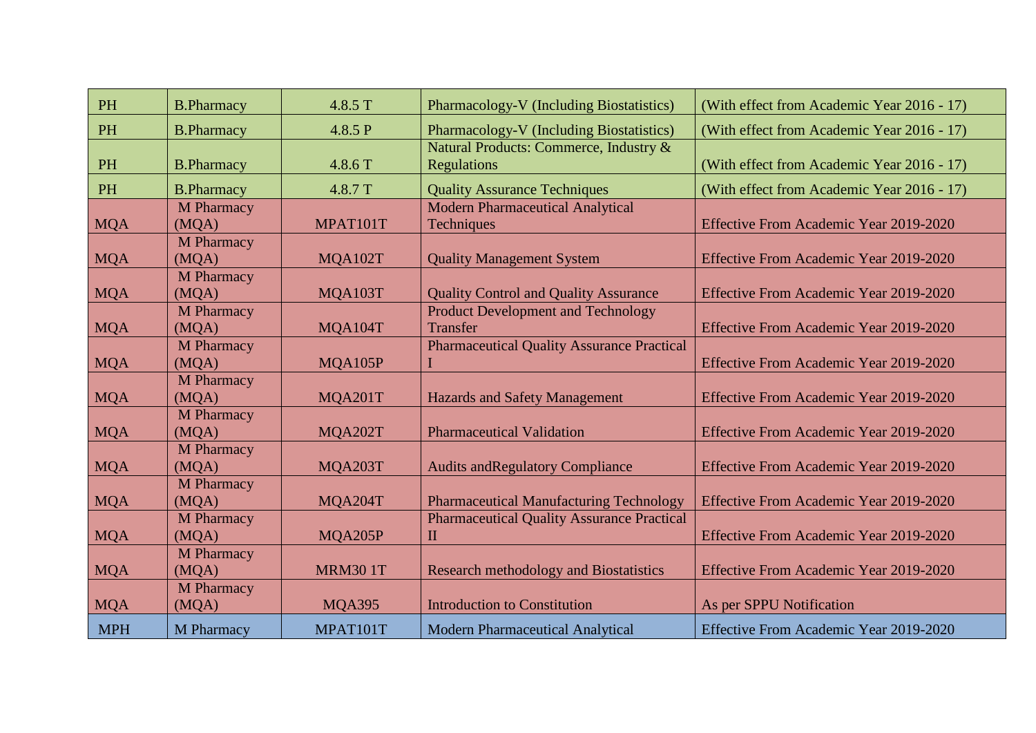| PH | B.Pharmacy | 4.8.5 T | Pharmacology-V (Including Biostatistics) | (With effect from Academic Year 2016 - 17) |
|---|---|---|---|---|
| PH | B.Pharmacy | 4.8.5 P | Pharmacology-V (Including Biostatistics) | (With effect from Academic Year 2016 - 17) |
| PH | B.Pharmacy | 4.8.6 T | Natural Products: Commerce, Industry & Regulations | (With effect from Academic Year 2016 - 17) |
| PH | B.Pharmacy | 4.8.7 T | Quality Assurance Techniques | (With effect from Academic Year 2016 - 17) |
| MQA | M Pharmacy (MQA) | MPAT101T | Modern Pharmaceutical Analytical Techniques | Effective From Academic Year 2019-2020 |
| MQA | M Pharmacy (MQA) | MQA102T | Quality Management System | Effective From Academic Year 2019-2020 |
| MQA | M Pharmacy (MQA) | MQA103T | Quality Control and Quality Assurance | Effective From Academic Year 2019-2020 |
| MQA | M Pharmacy (MQA) | MQA104T | Product Development and Technology Transfer | Effective From Academic Year 2019-2020 |
| MQA | M Pharmacy (MQA) | MQA105P | Pharmaceutical Quality Assurance Practical I | Effective From Academic Year 2019-2020 |
| MQA | M Pharmacy (MQA) | MQA201T | Hazards and Safety Management | Effective From Academic Year 2019-2020 |
| MQA | M Pharmacy (MQA) | MQA202T | Pharmaceutical Validation | Effective From Academic Year 2019-2020 |
| MQA | M Pharmacy (MQA) | MQA203T | Audits andRegulatory Compliance | Effective From Academic Year 2019-2020 |
| MQA | M Pharmacy (MQA) | MQA204T | Pharmaceutical Manufacturing Technology | Effective From Academic Year 2019-2020 |
| MQA | M Pharmacy (MQA) | MQA205P | Pharmaceutical Quality Assurance Practical II | Effective From Academic Year 2019-2020 |
| MQA | M Pharmacy (MQA) | MRM30 1T | Research methodology and Biostatistics | Effective From Academic Year 2019-2020 |
| MQA | M Pharmacy (MQA) | MQA395 | Introduction to Constitution | As per SPPU Notification |
| MPH | M Pharmacy | MPAT101T | Modern Pharmaceutical Analytical | Effective From Academic Year 2019-2020 |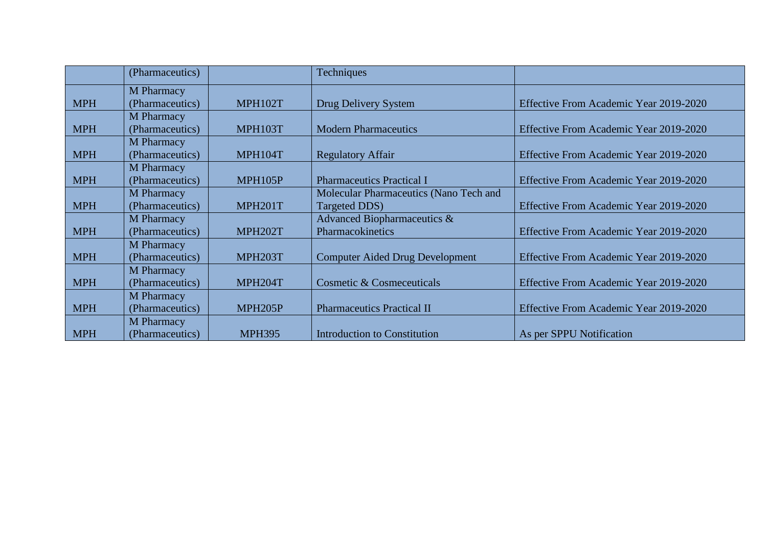| | | | | |
|---|---|---|---|---|
| | (Pharmaceutics) | | Techniques | |
| MPH | M Pharmacy (Pharmaceutics) | MPH102T | Drug Delivery System | Effective From Academic Year 2019-2020 |
| MPH | M Pharmacy (Pharmaceutics) | MPH103T | Modern Pharmaceutics | Effective From Academic Year 2019-2020 |
| MPH | M Pharmacy (Pharmaceutics) | MPH104T | Regulatory Affair | Effective From Academic Year 2019-2020 |
| MPH | M Pharmacy (Pharmaceutics) | MPH105P | Pharmaceutics Practical I | Effective From Academic Year 2019-2020 |
| MPH | M Pharmacy (Pharmaceutics) | MPH201T | Molecular Pharmaceutics (Nano Tech and Targeted DDS) | Effective From Academic Year 2019-2020 |
| MPH | M Pharmacy (Pharmaceutics) | MPH202T | Advanced Biopharmaceutics & Pharmacokinetics | Effective From Academic Year 2019-2020 |
| MPH | M Pharmacy (Pharmaceutics) | MPH203T | Computer Aided Drug Development | Effective From Academic Year 2019-2020 |
| MPH | M Pharmacy (Pharmaceutics) | MPH204T | Cosmetic & Cosmeceuticals | Effective From Academic Year 2019-2020 |
| MPH | M Pharmacy (Pharmaceutics) | MPH205P | Pharmaceutics Practical II | Effective From Academic Year 2019-2020 |
| MPH | M Pharmacy (Pharmaceutics) | MPH395 | Introduction to Constitution | As per SPPU Notification |